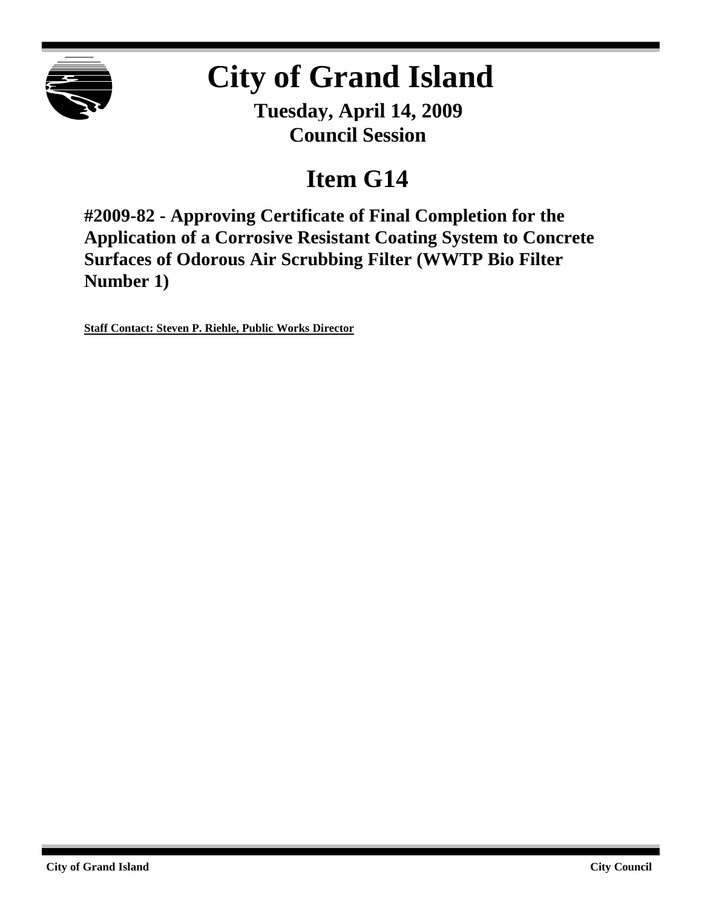# City of Grand Island

**Tuesday, April 14, 2009**
**Council Session**

## Item G14

### #2009-82 - Approving Certificate of Final Completion for the Application of a Corrosive Resistant Coating System to Concrete Surfaces of Odorous Air Scrubbing Filter (WWTP Bio Filter Number 1)

**Staff Contact: Steven P. Riehle, Public Works Director**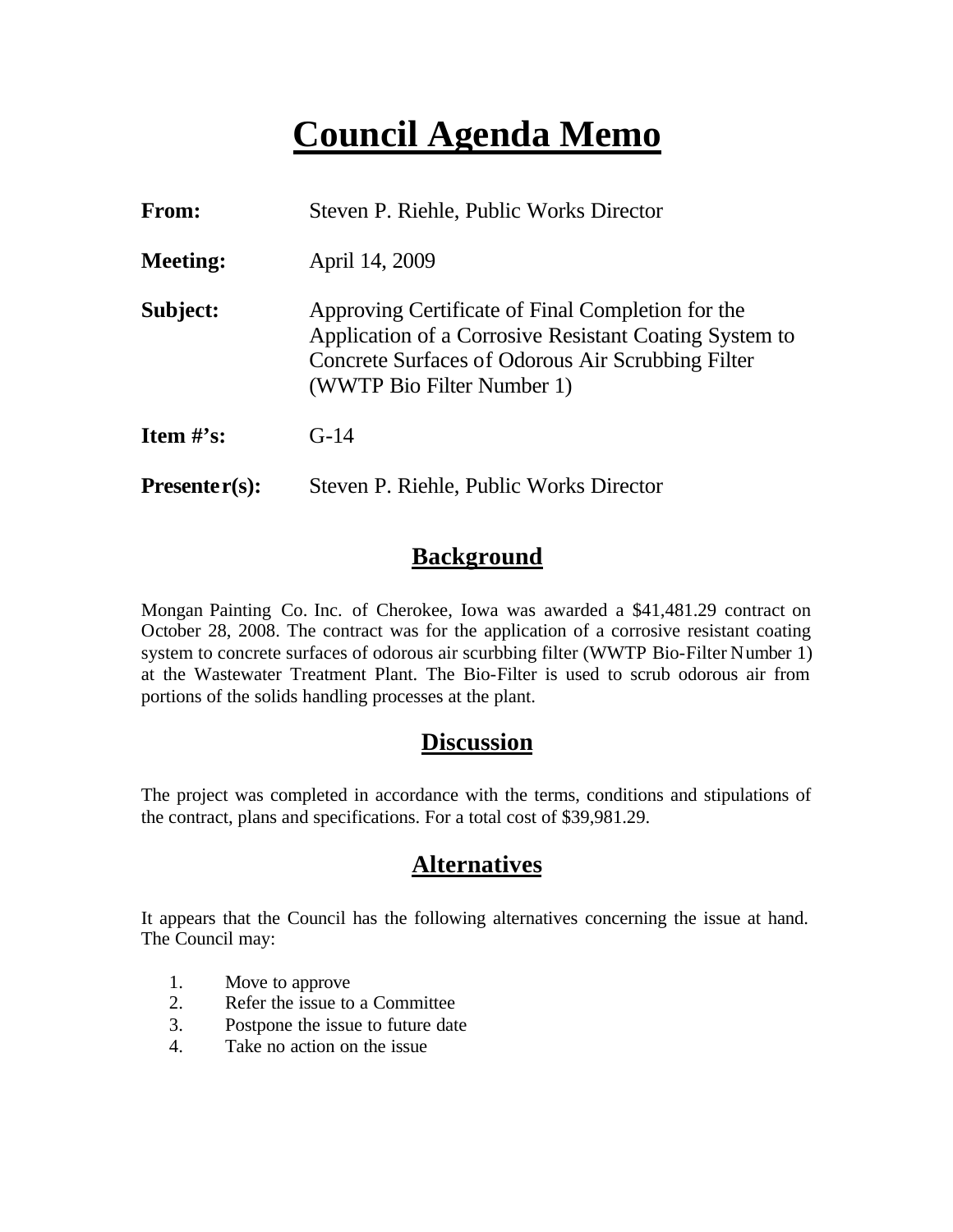# Council Agenda Memo

**From:** Steven P. Riehle, Public Works Director

**Meeting:** April 14, 2009

**Subject:** Approving Certificate of Final Completion for the Application of a Corrosive Resistant Coating System to Concrete Surfaces of Odorous Air Scrubbing Filter (WWTP Bio Filter Number 1)

**Item #'s:** G-14

**Presenter(s):** Steven P. Riehle, Public Works Director

## Background

Mongan Painting Co. Inc. of Cherokee, Iowa was awarded a $41,481.29 contract on October 28, 2008. The contract was for the application of a corrosive resistant coating system to concrete surfaces of odorous air scurbbing filter (WWTP Bio-Filter Number 1) at the Wastewater Treatment Plant. The Bio-Filter is used to scrub odorous air from portions of the solids handling processes at the plant.

## Discussion

The project was completed in accordance with the terms, conditions and stipulations of the contract, plans and specifications. For a total cost of $39,981.29.

## Alternatives

It appears that the Council has the following alternatives concerning the issue at hand. The Council may:

1. Move to approve
2. Refer the issue to a Committee
3. Postpone the issue to future date
4. Take no action on the issue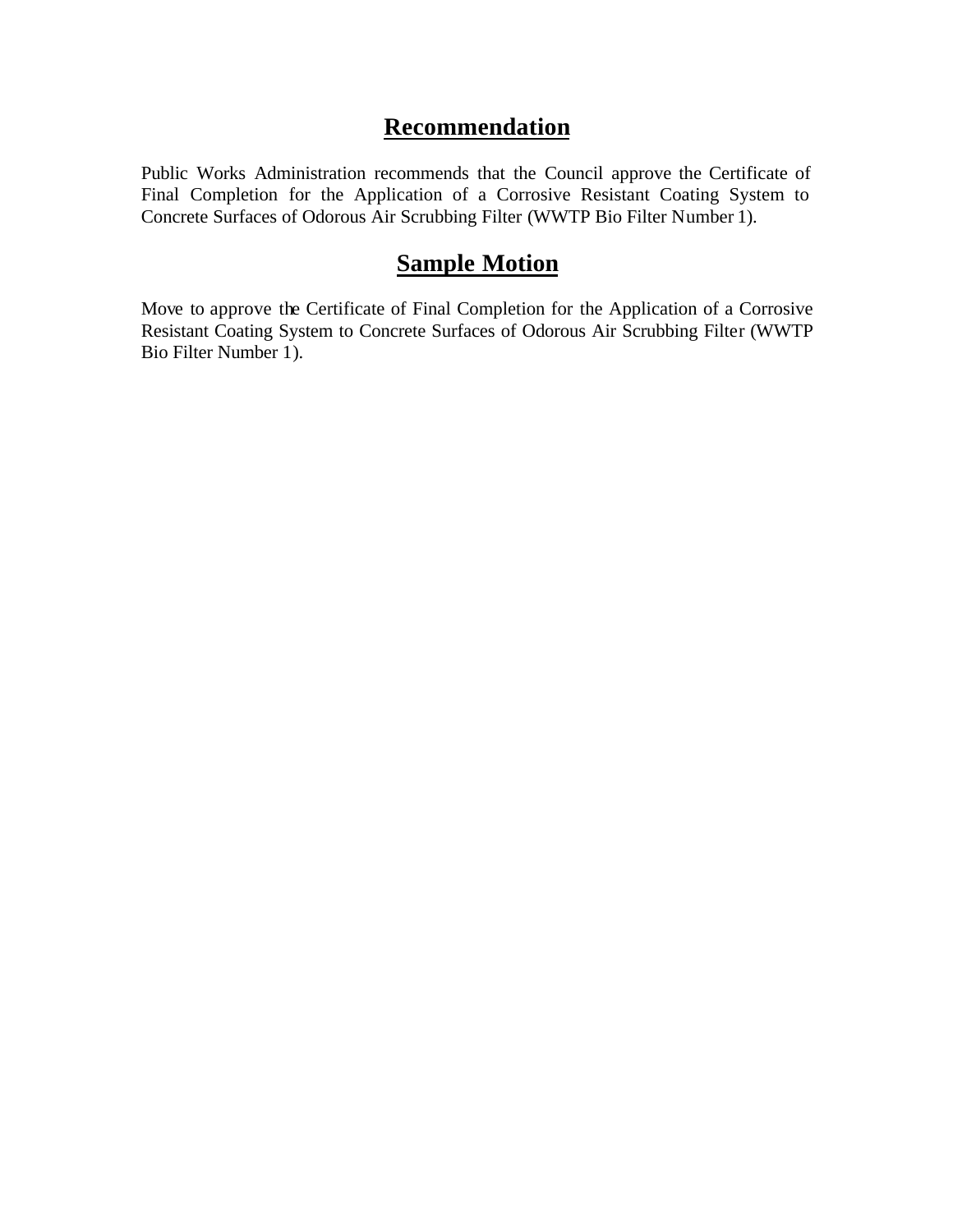## Recommendation

Public Works Administration recommends that the Council approve the Certificate of Final Completion for the Application of a Corrosive Resistant Coating System to Concrete Surfaces of Odorous Air Scrubbing Filter (WWTP Bio Filter Number 1).

## Sample Motion

Move to approve the Certificate of Final Completion for the Application of a Corrosive Resistant Coating System to Concrete Surfaces of Odorous Air Scrubbing Filter (WWTP Bio Filter Number 1).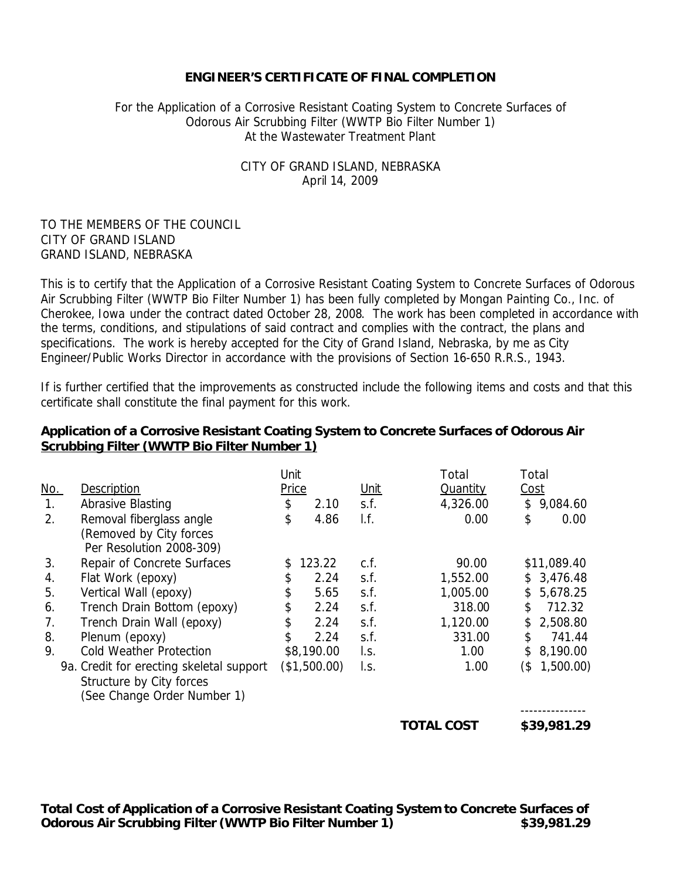**ENGINEER'S CERTIFICATE OF FINAL COMPLETION**

For the Application of a Corrosive Resistant Coating System to Concrete Surfaces of Odorous Air Scrubbing Filter (WWTP Bio Filter Number 1)
At the Wastewater Treatment Plant

CITY OF GRAND ISLAND, NEBRASKA
April 14, 2009

TO THE MEMBERS OF THE COUNCIL
CITY OF GRAND ISLAND
GRAND ISLAND, NEBRASKA

This is to certify that the Application of a Corrosive Resistant Coating System to Concrete Surfaces of Odorous Air Scrubbing Filter (WWTP Bio Filter Number 1) has been fully completed by Mongan Painting Co., Inc. of Cherokee, Iowa under the contract dated October 28, 2008. The work has been completed in accordance with the terms, conditions, and stipulations of said contract and complies with the contract, the plans and specifications. The work is hereby accepted for the City of Grand Island, Nebraska, by me as City Engineer/Public Works Director in accordance with the provisions of Section 16-650 R.R.S., 1943.

If is further certified that the improvements as constructed include the following items and costs and that this certificate shall constitute the final payment for this work.

**Application of a Corrosive Resistant Coating System to Concrete Surfaces of Odorous Air Scrubbing Filter (WWTP Bio Filter Number 1)**

| No. | Description | Unit Price | Unit | Total Quantity | Total Cost |
|---|---|---|---|---|---|
| 1. | Abrasive Blasting | $ 2.10 | s.f. | 4,326.00 | $ 9,084.60 |
| 2. | Removal fiberglass angle (Removed by City forces Per Resolution 2008-309) | $ 4.86 | l.f. | 0.00 | $ 0.00 |
| 3. | Repair of Concrete Surfaces | $ 123.22 | c.f. | 90.00 | $11,089.40 |
| 4. | Flat Work (epoxy) | $ 2.24 | s.f. | 1,552.00 | $ 3,476.48 |
| 5. | Vertical Wall (epoxy) | $ 5.65 | s.f. | 1,005.00 | $ 5,678.25 |
| 6. | Trench Drain Bottom (epoxy) | $ 2.24 | s.f. | 318.00 | $ 712.32 |
| 7. | Trench Drain Wall (epoxy) | $ 2.24 | s.f. | 1,120.00 | $ 2,508.80 |
| 8. | Plenum (epoxy) | $ 2.24 | s.f. | 331.00 | $ 741.44 |
| 9. | Cold Weather Protection | $8,190.00 | l.s. | 1.00 | $ 8,190.00 |
| 9a. | Credit for erecting skeletal support Structure by City forces (See Change Order Number 1) | ($1,500.00) | l.s. | 1.00 | ($ 1,500.00) |
| | | | | **TOTAL COST** | **$39,981.29** |

**Total Cost of Application of a Corrosive Resistant Coating System to Concrete Surfaces of Odorous Air Scrubbing Filter (WWTP Bio Filter Number 1) $39,981.29**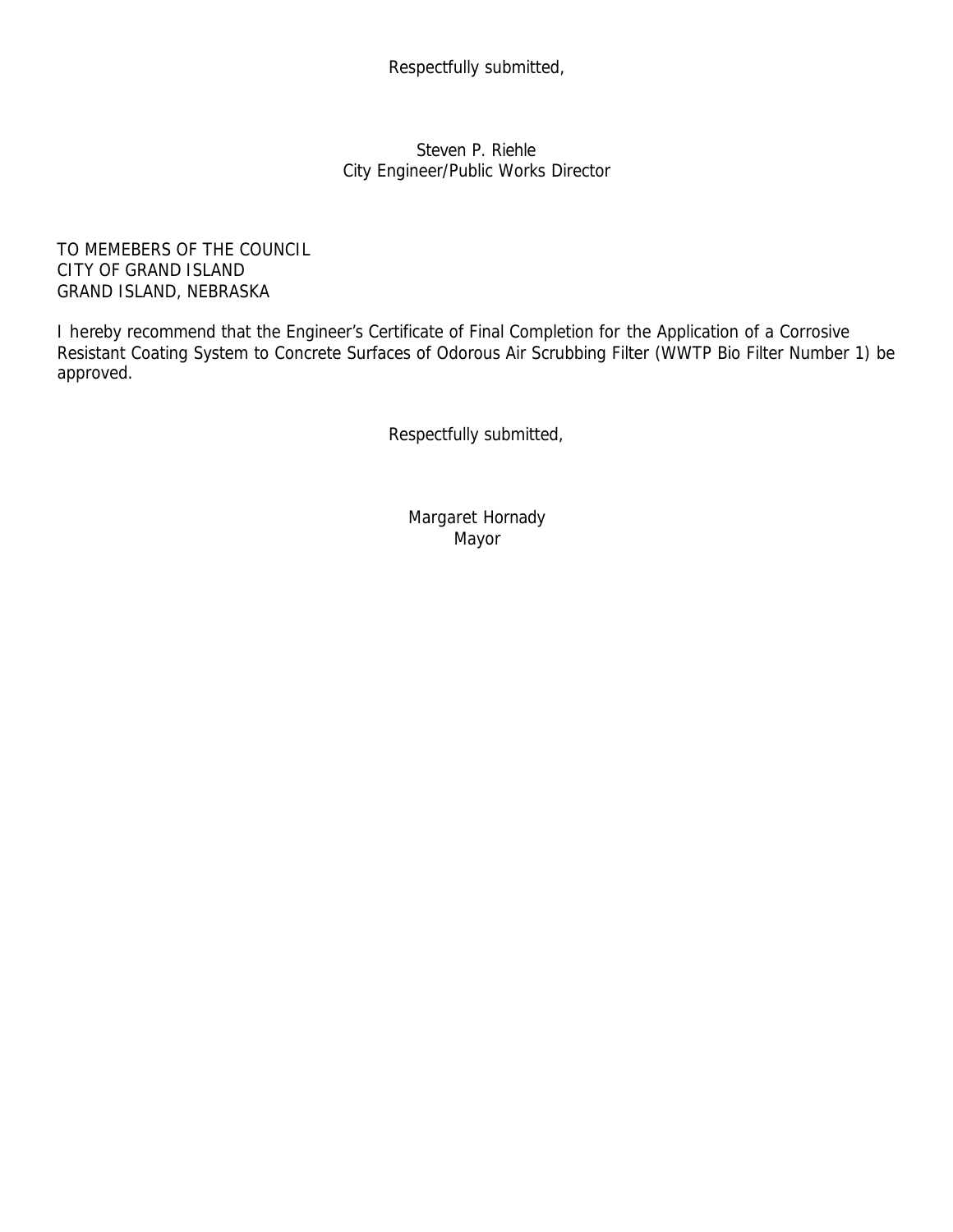Respectfully submitted,

Steven P. Riehle
City Engineer/Public Works Director

TO MEMEBERS OF THE COUNCIL
CITY OF GRAND ISLAND
GRAND ISLAND, NEBRASKA

I hereby recommend that the Engineer's Certificate of Final Completion for the Application of a Corrosive Resistant Coating System to Concrete Surfaces of Odorous Air Scrubbing Filter (WWTP Bio Filter Number 1) be approved.

Respectfully submitted,

Margaret Hornady
Mayor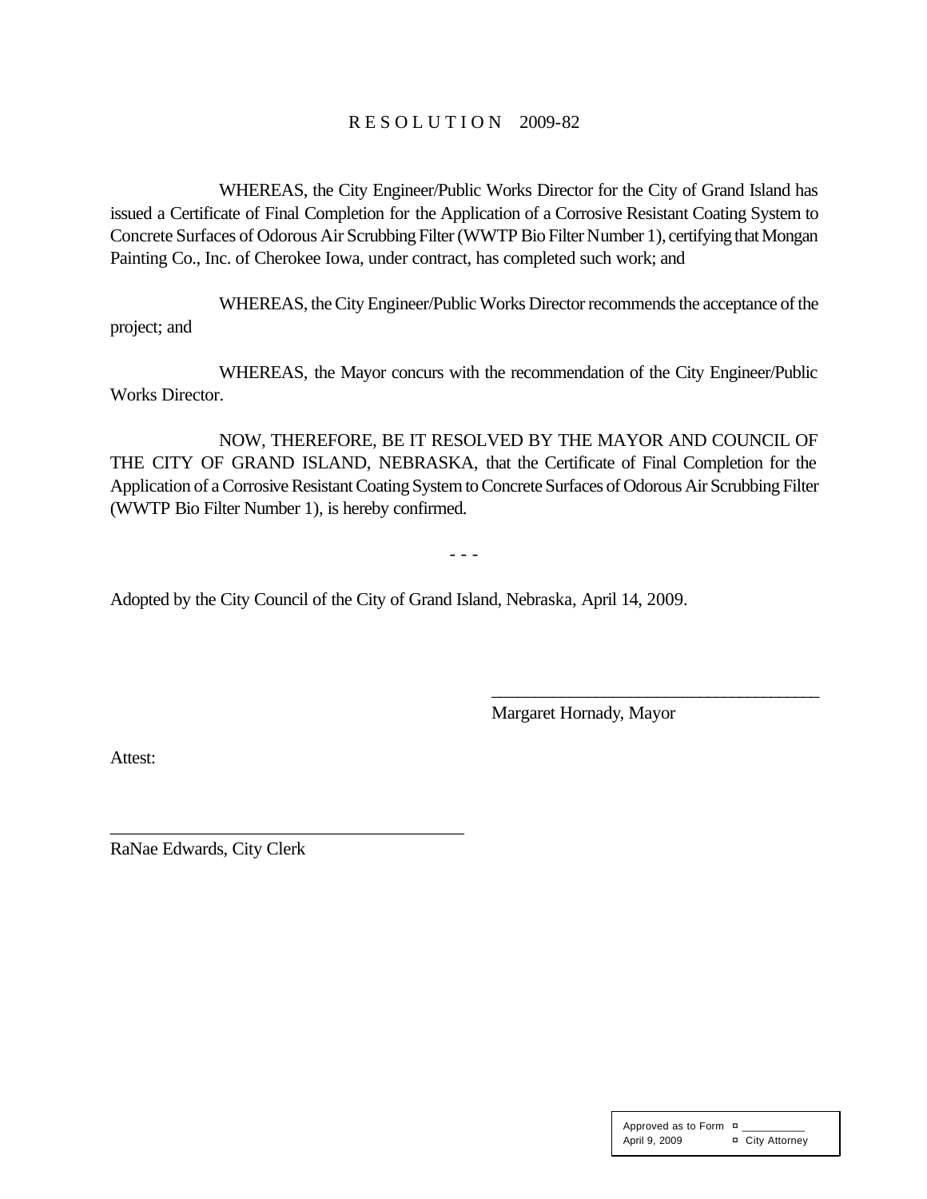# RESOLUTION 2009-82

WHEREAS, the City Engineer/Public Works Director for the City of Grand Island has issued a Certificate of Final Completion for the Application of a Corrosive Resistant Coating System to Concrete Surfaces of Odorous Air Scrubbing Filter (WWTP Bio Filter Number 1), certifying that Mongan Painting Co., Inc. of Cherokee Iowa, under contract, has completed such work; and

WHEREAS, the City Engineer/Public Works Director recommends the acceptance of the project; and

WHEREAS, the Mayor concurs with the recommendation of the City Engineer/Public Works Director.

NOW, THEREFORE, BE IT RESOLVED BY THE MAYOR AND COUNCIL OF THE CITY OF GRAND ISLAND, NEBRASKA, that the Certificate of Final Completion for the Application of a Corrosive Resistant Coating System to Concrete Surfaces of Odorous Air Scrubbing Filter (WWTP Bio Filter Number 1), is hereby confirmed.

- - -

Adopted by the City Council of the City of Grand Island, Nebraska, April 14, 2009.

_______________________________________
Margaret Hornady, Mayor

Attest:

_______________________________________
RaNae Edwards, City Clerk

| | |
|---|---|
| Approved as to Form ¤ | ___________ |
| April 9, 2009 | ¤ City Attorney |